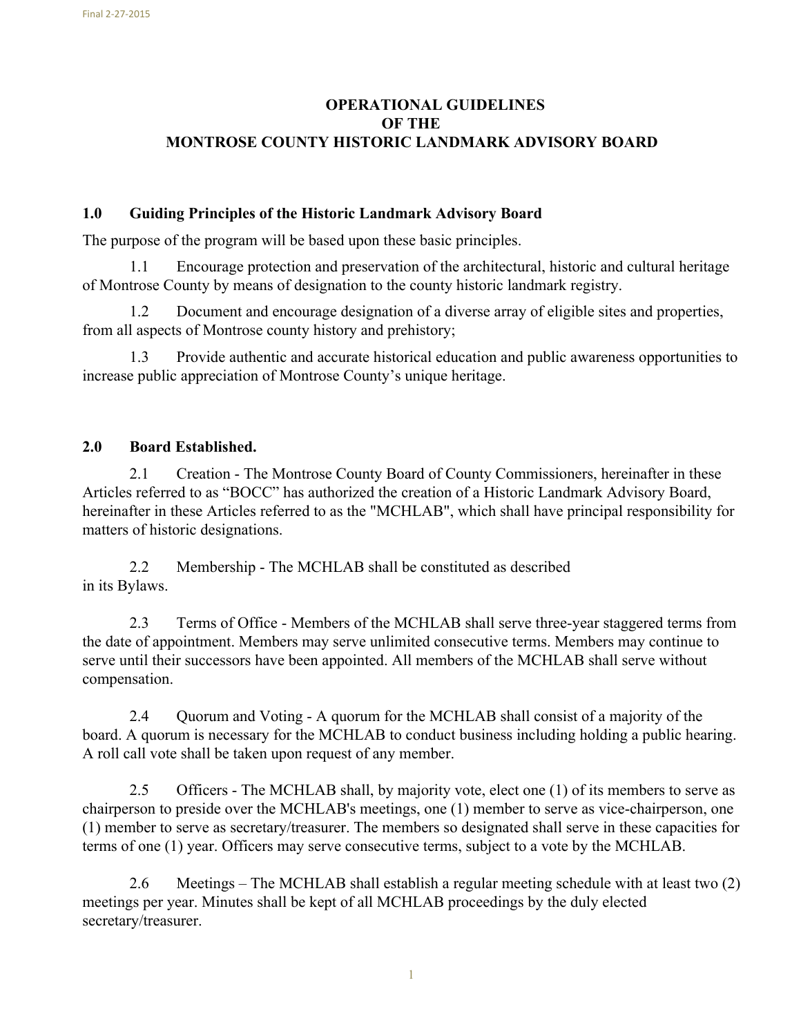# OPERATIONAL GUIDELINES
# OF THE
# MONTROSE COUNTY HISTORIC LANDMARK ADVISORY BOARD

## 1.0 Guiding Principles of the Historic Landmark Advisory Board

The purpose of the program will be based upon these basic principles.

1.1 Encourage protection and preservation of the architectural, historic and cultural heritage of Montrose County by means of designation to the county historic landmark registry.

1.2 Document and encourage designation of a diverse array of eligible sites and properties, from all aspects of Montrose county history and prehistory;

1.3 Provide authentic and accurate historical education and public awareness opportunities to increase public appreciation of Montrose County's unique heritage.

## 2.0 Board Established.

2.1 Creation - The Montrose County Board of County Commissioners, hereinafter in these Articles referred to as "BOCC" has authorized the creation of a Historic Landmark Advisory Board, hereinafter in these Articles referred to as the "MCHLAB", which shall have principal responsibility for matters of historic designations.

2.2 Membership - The MCHLAB shall be constituted as described in its Bylaws.

2.3 Terms of Office - Members of the MCHLAB shall serve three-year staggered terms from the date of appointment. Members may serve unlimited consecutive terms. Members may continue to serve until their successors have been appointed. All members of the MCHLAB shall serve without compensation.

2.4 Quorum and Voting - A quorum for the MCHLAB shall consist of a majority of the board. A quorum is necessary for the MCHLAB to conduct business including holding a public hearing. A roll call vote shall be taken upon request of any member.

2.5 Officers - The MCHLAB shall, by majority vote, elect one (1) of its members to serve as chairperson to preside over the MCHLAB's meetings, one (1) member to serve as vice-chairperson, one (1) member to serve as secretary/treasurer. The members so designated shall serve in these capacities for terms of one (1) year. Officers may serve consecutive terms, subject to a vote by the MCHLAB.

2.6 Meetings – The MCHLAB shall establish a regular meeting schedule with at least two (2) meetings per year. Minutes shall be kept of all MCHLAB proceedings by the duly elected secretary/treasurer.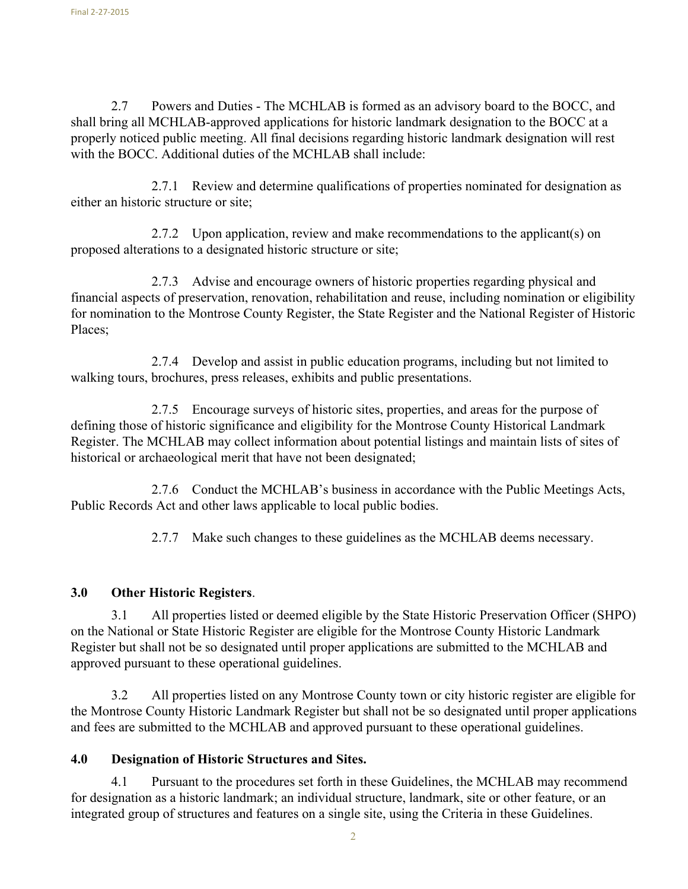2.7 Powers and Duties - The MCHLAB is formed as an advisory board to the BOCC, and shall bring all MCHLAB-approved applications for historic landmark designation to the BOCC at a properly noticed public meeting. All final decisions regarding historic landmark designation will rest with the BOCC. Additional duties of the MCHLAB shall include:

2.7.1 Review and determine qualifications of properties nominated for designation as either an historic structure or site;

2.7.2 Upon application, review and make recommendations to the applicant(s) on proposed alterations to a designated historic structure or site;

2.7.3 Advise and encourage owners of historic properties regarding physical and financial aspects of preservation, renovation, rehabilitation and reuse, including nomination or eligibility for nomination to the Montrose County Register, the State Register and the National Register of Historic Places;

2.7.4 Develop and assist in public education programs, including but not limited to walking tours, brochures, press releases, exhibits and public presentations.

2.7.5 Encourage surveys of historic sites, properties, and areas for the purpose of defining those of historic significance and eligibility for the Montrose County Historical Landmark Register. The MCHLAB may collect information about potential listings and maintain lists of sites of historical or archaeological merit that have not been designated;

2.7.6 Conduct the MCHLAB's business in accordance with the Public Meetings Acts, Public Records Act and other laws applicable to local public bodies.

2.7.7 Make such changes to these guidelines as the MCHLAB deems necessary.

## 3.0 Other Historic Registers.

3.1 All properties listed or deemed eligible by the State Historic Preservation Officer (SHPO) on the National or State Historic Register are eligible for the Montrose County Historic Landmark Register but shall not be so designated until proper applications are submitted to the MCHLAB and approved pursuant to these operational guidelines.

3.2 All properties listed on any Montrose County town or city historic register are eligible for the Montrose County Historic Landmark Register but shall not be so designated until proper applications and fees are submitted to the MCHLAB and approved pursuant to these operational guidelines.

## 4.0 Designation of Historic Structures and Sites.

4.1 Pursuant to the procedures set forth in these Guidelines, the MCHLAB may recommend for designation as a historic landmark; an individual structure, landmark, site or other feature, or an integrated group of structures and features on a single site, using the Criteria in these Guidelines.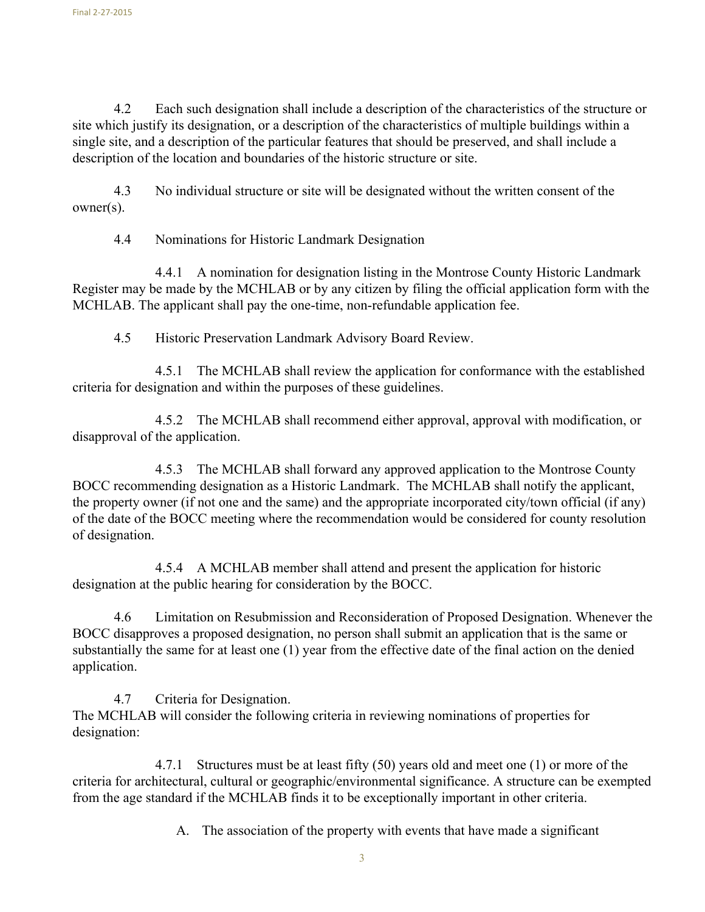4.2 Each such designation shall include a description of the characteristics of the structure or site which justify its designation, or a description of the characteristics of multiple buildings within a single site, and a description of the particular features that should be preserved, and shall include a description of the location and boundaries of the historic structure or site.

4.3 No individual structure or site will be designated without the written consent of the owner(s).

4.4 Nominations for Historic Landmark Designation

4.4.1 A nomination for designation listing in the Montrose County Historic Landmark Register may be made by the MCHLAB or by any citizen by filing the official application form with the MCHLAB. The applicant shall pay the one-time, non-refundable application fee.

4.5 Historic Preservation Landmark Advisory Board Review.

4.5.1 The MCHLAB shall review the application for conformance with the established criteria for designation and within the purposes of these guidelines.

4.5.2 The MCHLAB shall recommend either approval, approval with modification, or disapproval of the application.

4.5.3 The MCHLAB shall forward any approved application to the Montrose County BOCC recommending designation as a Historic Landmark. The MCHLAB shall notify the applicant, the property owner (if not one and the same) and the appropriate incorporated city/town official (if any) of the date of the BOCC meeting where the recommendation would be considered for county resolution of designation.

4.5.4 A MCHLAB member shall attend and present the application for historic designation at the public hearing for consideration by the BOCC.

4.6 Limitation on Resubmission and Reconsideration of Proposed Designation. Whenever the BOCC disapproves a proposed designation, no person shall submit an application that is the same or substantially the same for at least one (1) year from the effective date of the final action on the denied application.

4.7 Criteria for Designation.
The MCHLAB will consider the following criteria in reviewing nominations of properties for designation:

4.7.1 Structures must be at least fifty (50) years old and meet one (1) or more of the criteria for architectural, cultural or geographic/environmental significance. A structure can be exempted from the age standard if the MCHLAB finds it to be exceptionally important in other criteria.

A. The association of the property with events that have made a significant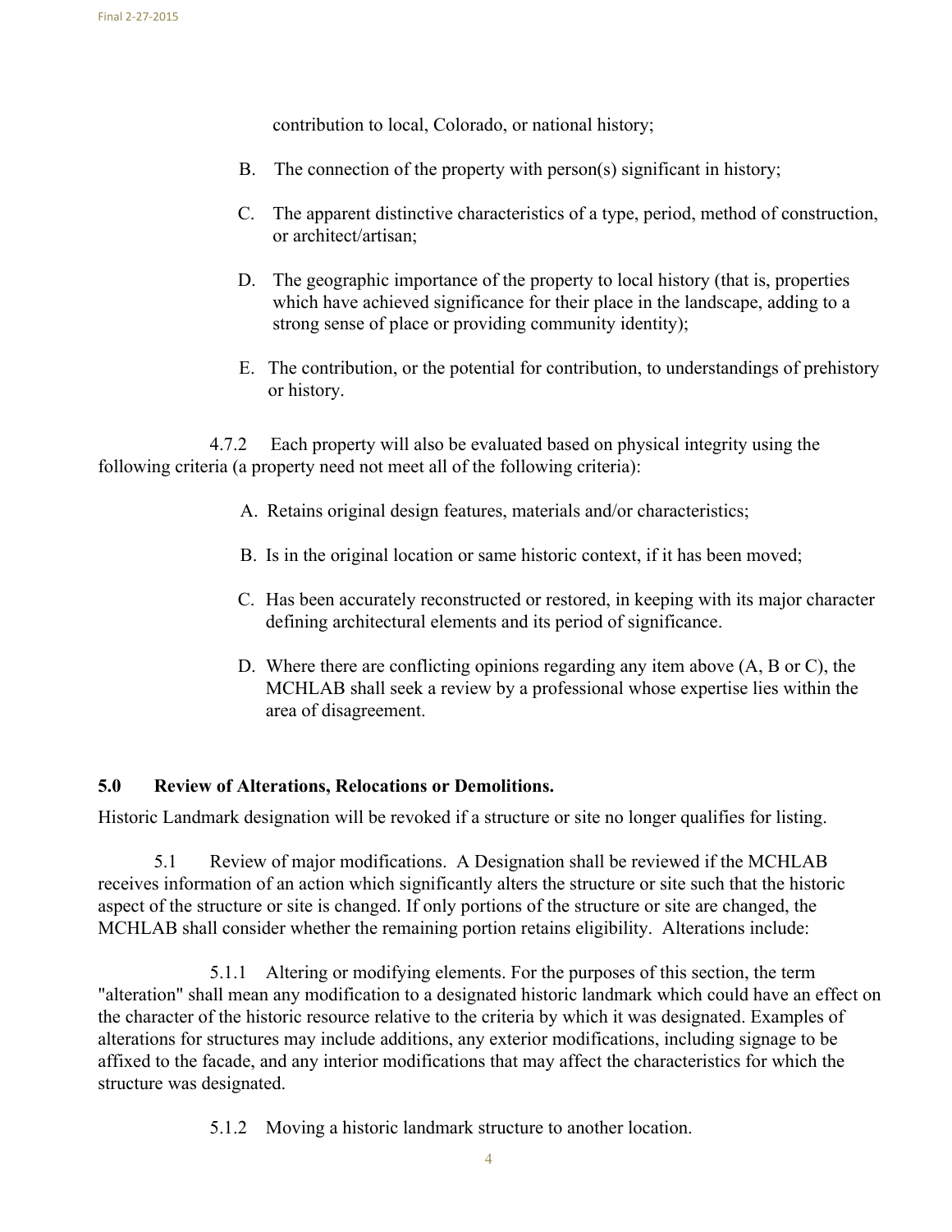contribution to local, Colorado, or national history;

B. The connection of the property with person(s) significant in history;

C. The apparent distinctive characteristics of a type, period, method of construction, or architect/artisan;

D. The geographic importance of the property to local history (that is, properties which have achieved significance for their place in the landscape, adding to a strong sense of place or providing community identity);

E. The contribution, or the potential for contribution, to understandings of prehistory or history.

4.7.2 Each property will also be evaluated based on physical integrity using the following criteria (a property need not meet all of the following criteria):

A. Retains original design features, materials and/or characteristics;

B. Is in the original location or same historic context, if it has been moved;

C. Has been accurately reconstructed or restored, in keeping with its major character defining architectural elements and its period of significance.

D. Where there are conflicting opinions regarding any item above (A, B or C), the MCHLAB shall seek a review by a professional whose expertise lies within the area of disagreement.

## 5.0 Review of Alterations, Relocations or Demolitions.

Historic Landmark designation will be revoked if a structure or site no longer qualifies for listing.

5.1 Review of major modifications. A Designation shall be reviewed if the MCHLAB receives information of an action which significantly alters the structure or site such that the historic aspect of the structure or site is changed. If only portions of the structure or site are changed, the MCHLAB shall consider whether the remaining portion retains eligibility. Alterations include:

5.1.1 Altering or modifying elements. For the purposes of this section, the term "alteration" shall mean any modification to a designated historic landmark which could have an effect on the character of the historic resource relative to the criteria by which it was designated. Examples of alterations for structures may include additions, any exterior modifications, including signage to be affixed to the facade, and any interior modifications that may affect the characteristics for which the structure was designated.

5.1.2 Moving a historic landmark structure to another location.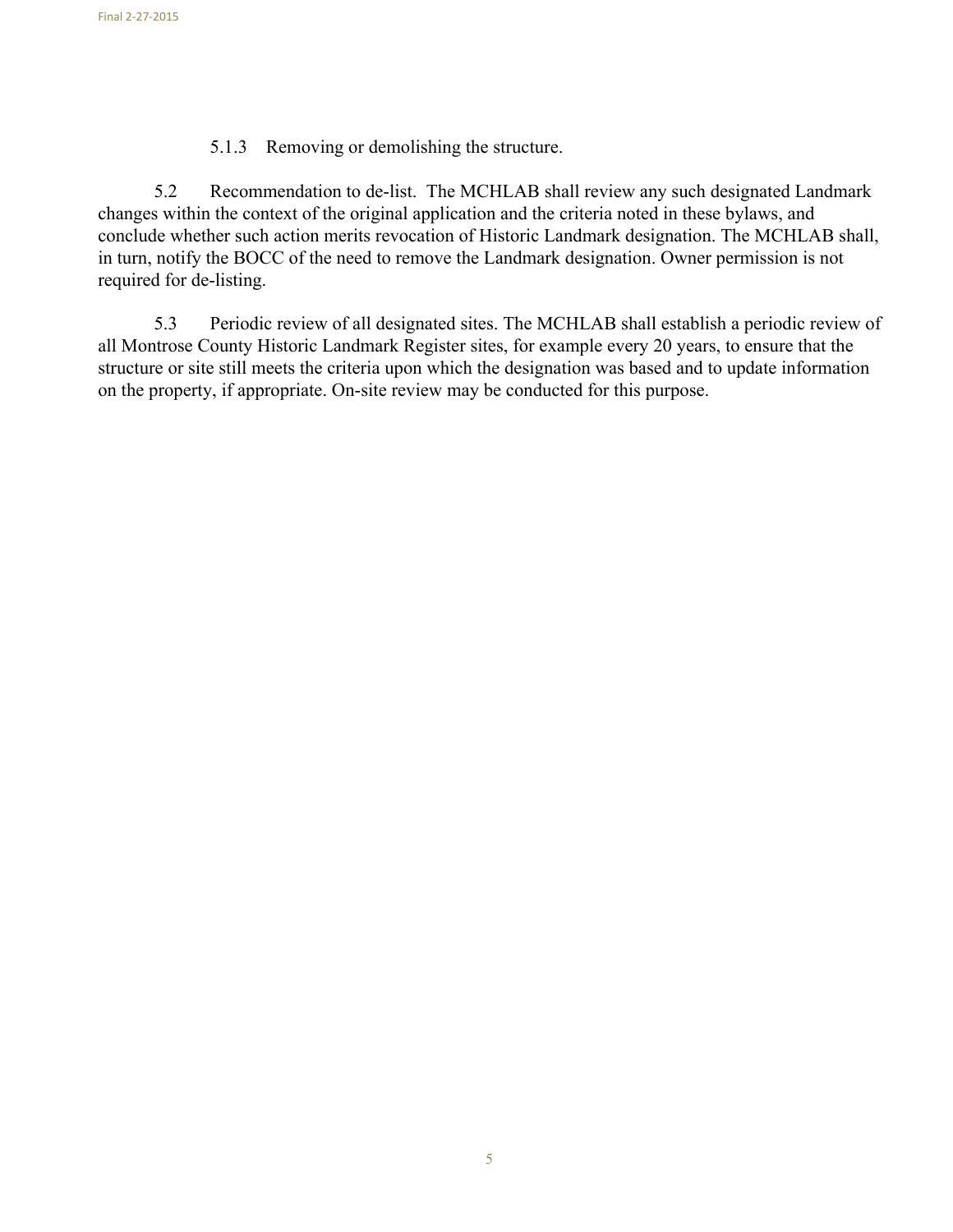5.1.3 Removing or demolishing the structure.

5.2 Recommendation to de-list. The MCHLAB shall review any such designated Landmark changes within the context of the original application and the criteria noted in these bylaws, and conclude whether such action merits revocation of Historic Landmark designation. The MCHLAB shall, in turn, notify the BOCC of the need to remove the Landmark designation. Owner permission is not required for de-listing.

5.3 Periodic review of all designated sites. The MCHLAB shall establish a periodic review of all Montrose County Historic Landmark Register sites, for example every 20 years, to ensure that the structure or site still meets the criteria upon which the designation was based and to update information on the property, if appropriate. On-site review may be conducted for this purpose.